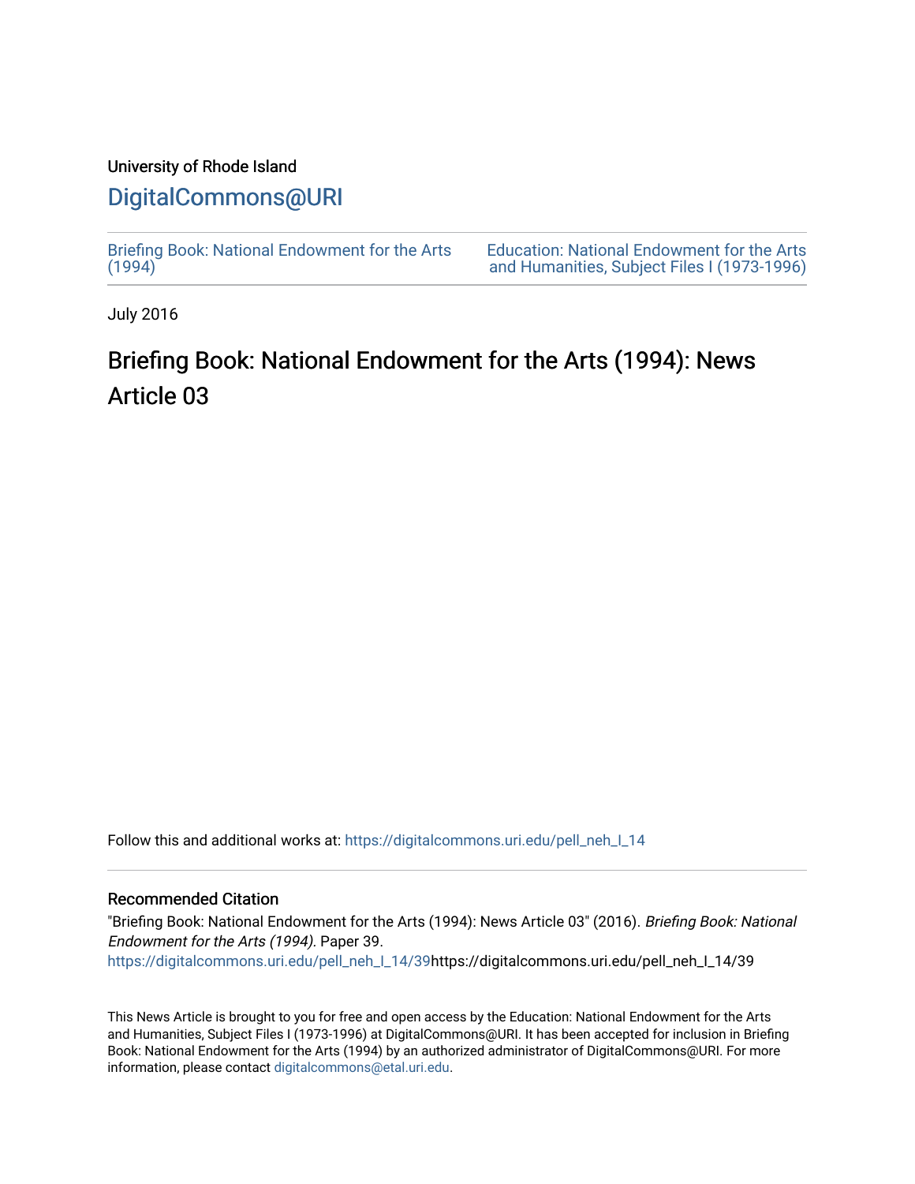University of Rhode Island

# DigitalCommons@URI

Briefing Book: National Endowment for the Arts (1994)

Education: National Endowment for the Arts and Humanities, Subject Files I (1973-1996)

July 2016

## Briefing Book: National Endowment for the Arts (1994): News Article 03

Follow this and additional works at: https://digitalcommons.uri.edu/pell_neh_I_14

### Recommended Citation

"Briefing Book: National Endowment for the Arts (1994): News Article 03" (2016). *Briefing Book: National Endowment for the Arts (1994).* Paper 39.
https://digitalcommons.uri.edu/pell_neh_I_14/39https://digitalcommons.uri.edu/pell_neh_I_14/39

This News Article is brought to you for free and open access by the Education: National Endowment for the Arts and Humanities, Subject Files I (1973-1996) at DigitalCommons@URI. It has been accepted for inclusion in Briefing Book: National Endowment for the Arts (1994) by an authorized administrator of DigitalCommons@URI. For more information, please contact digitalcommons@etal.uri.edu.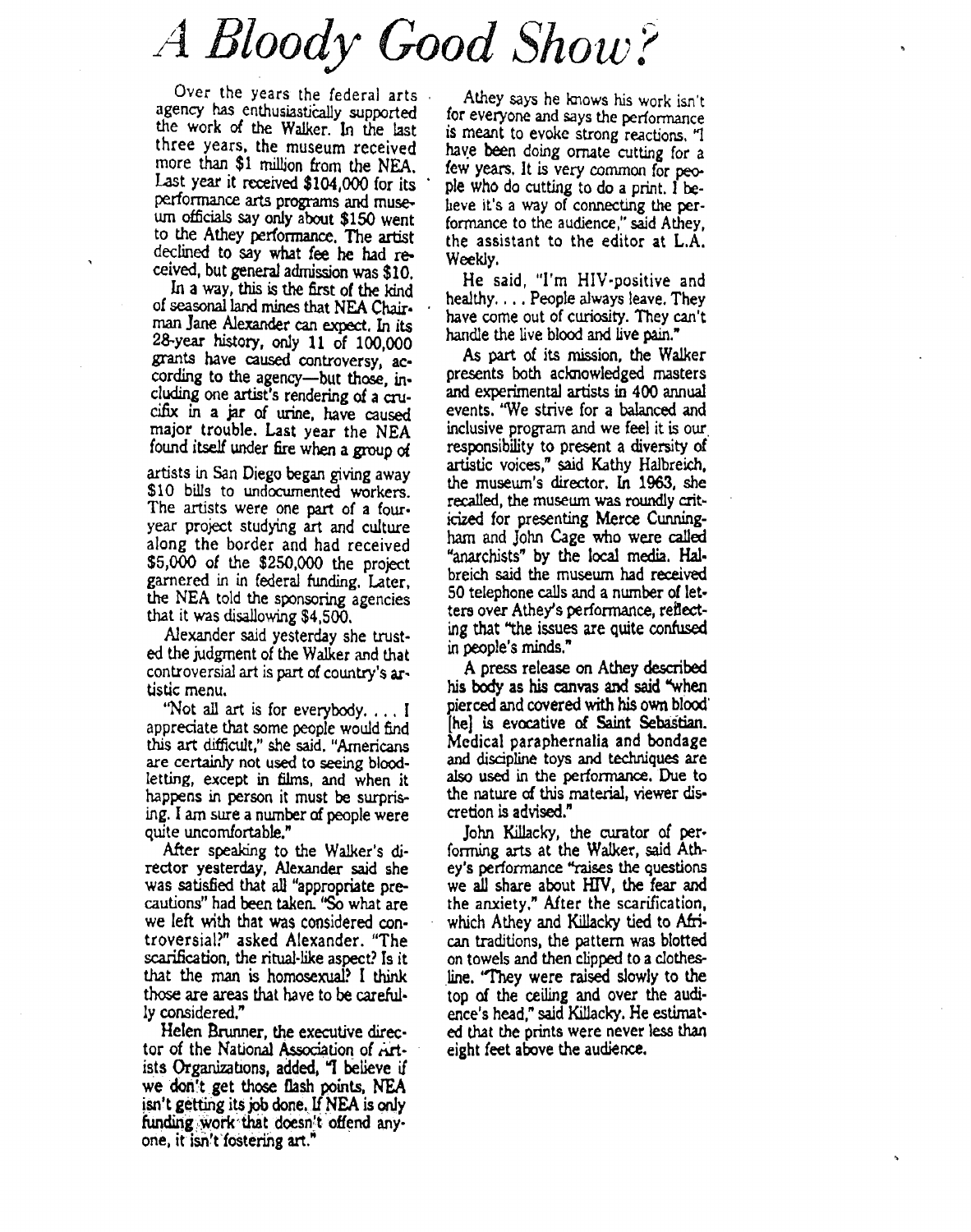# A Bloody Good Show?

Over the years the federal arts agency has enthusiastically supported the work of the Walker. In the last three years, the museum received more than $1 million from the NEA. Last year it received $104,000 for its performance arts programs and museum officials say only about $150 went to the Athey performance. The artist declined to say what fee he had received, but general admission was $10.

In a way, this is the first of the kind of seasonal land mines that NEA Chairman Jane Alexander can expect. In its 28-year history, only 11 of 100,000 grants have caused controversy, according to the agency—but those, including one artist's rendering of a crucifix in a jar of urine, have caused major trouble. Last year the NEA found itself under fire when a group of artists in San Diego began giving away $10 bills to undocumented workers. The artists were one part of a four-year project studying art and culture along the border and had received $5,000 of the $250,000 the project garnered in in federal funding. Later, the NEA told the sponsoring agencies that it was disallowing $4,500.

Alexander said yesterday she trusted the judgment of the Walker and that controversial art is part of country's artistic menu.

"Not all art is for everybody. . . . I appreciate that some people would find this art difficult," she said. "Americans are certainly not used to seeing blood-letting, except in films, and when it happens in person it must be surprising. I am sure a number of people were quite uncomfortable."

After speaking to the Walker's director yesterday, Alexander said she was satisfied that all "appropriate precautions" had been taken. "So what are we left with that was considered controversial?" asked Alexander. "The scarification, the ritual-like aspect? Is it that the man is homosexual? I think those are areas that have to be carefully considered."

Helen Brunner, the executive director of the National Association of Artists Organizations, added, "I believe if we don't get those flash points, NEA isn't getting its job done. If NEA is only funding work that doesn't offend anyone, it isn't fostering art."

Athey says he knows his work isn't for everyone and says the performance is meant to evoke strong reactions. "I have been doing ornate cutting for a few years. It is very common for people who do cutting to do a print. I believe it's a way of connecting the performance to the audience," said Athey, the assistant to the editor at L.A. Weekly.

He said, "I'm HIV-positive and healthy. . . . People always leave. They have come out of curiosity. They can't handle the live blood and live pain."

As part of its mission, the Walker presents both acknowledged masters and experimental artists in 400 annual events. "We strive for a balanced and inclusive program and we feel it is our responsibility to present a diversity of artistic voices," said Kathy Halbreich, the museum's director. In 1963, she recalled, the museum was roundly criticized for presenting Merce Cunningham and John Cage who were called "anarchists" by the local media. Halbreich said the museum had received 50 telephone calls and a number of letters over Athey's performance, reflecting that "the issues are quite confused in people's minds."

A press release on Athey described his body as his canvas and said "when pierced and covered with his own blood [he] is evocative of Saint Sebastian. Medical paraphernalia and bondage and discipline toys and techniques are also used in the performance. Due to the nature of this material, viewer discretion is advised."

John Killacky, the curator of performing arts at the Walker, said Athey's performance "raises the questions we all share about HIV, the fear and the anxiety." After the scarification, which Athey and Killacky tied to African traditions, the pattern was blotted on towels and then clipped to a clothesline. "They were raised slowly to the top of the ceiling and over the audience's head," said Killacky. He estimated that the prints were never less than eight feet above the audience.